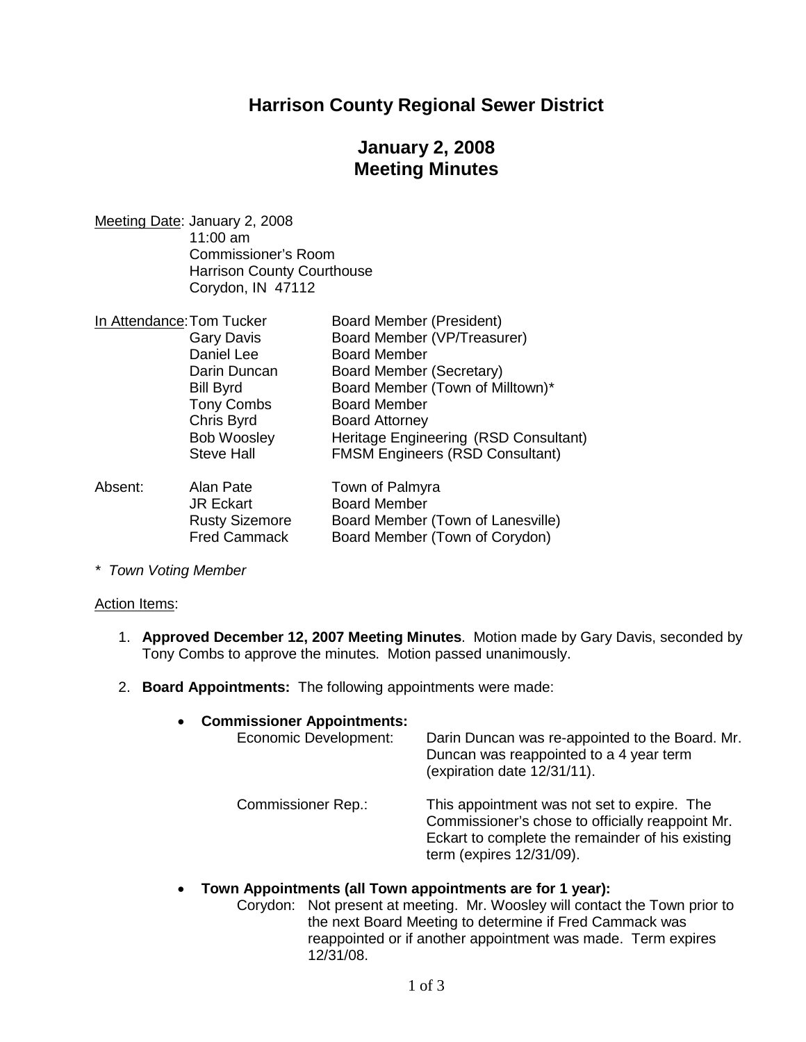# Harrison County Regional Sewer District

## January 2, 2008
## Meeting Minutes

Meeting Date: January 2, 2008
11:00 am
Commissioner's Room
Harrison County Courthouse
Corydon, IN 47112

In Attendance:

| Name | Role |
|---|---|
| Tom Tucker | Board Member (President) |
| Gary Davis | Board Member (VP/Treasurer) |
| Daniel Lee | Board Member |
| Darin Duncan | Board Member (Secretary) |
| Bill Byrd | Board Member (Town of Milltown)* |
| Tony Combs | Board Member |
| Chris Byrd | Board Attorney |
| Bob Woosley | Heritage Engineering (RSD Consultant) |
| Steve Hall | FMSM Engineers (RSD Consultant) |

Absent:

| Name | Role |
|---|---|
| Alan Pate | Town of Palmyra |
| JR Eckart | Board Member |
| Rusty Sizemore | Board Member (Town of Lanesville) |
| Fred Cammack | Board Member (Town of Corydon) |

*\* Town Voting Member*

Action Items:

1. **Approved December 12, 2007 Meeting Minutes**. Motion made by Gary Davis, seconded by Tony Combs to approve the minutes. Motion passed unanimously.

2. **Board Appointments:** The following appointments were made:

   - **Commissioner Appointments:**
     - Economic Development: Darin Duncan was re-appointed to the Board. Mr. Duncan was reappointed to a 4 year term (expiration date 12/31/11).
     - Commissioner Rep.: This appointment was not set to expire. The Commissioner's chose to officially reappoint Mr. Eckart to complete the remainder of his existing term (expires 12/31/09).

   - **Town Appointments (all Town appointments are for 1 year):**
     - Corydon: Not present at meeting. Mr. Woosley will contact the Town prior to the next Board Meeting to determine if Fred Cammack was reappointed or if another appointment was made. Term expires 12/31/08.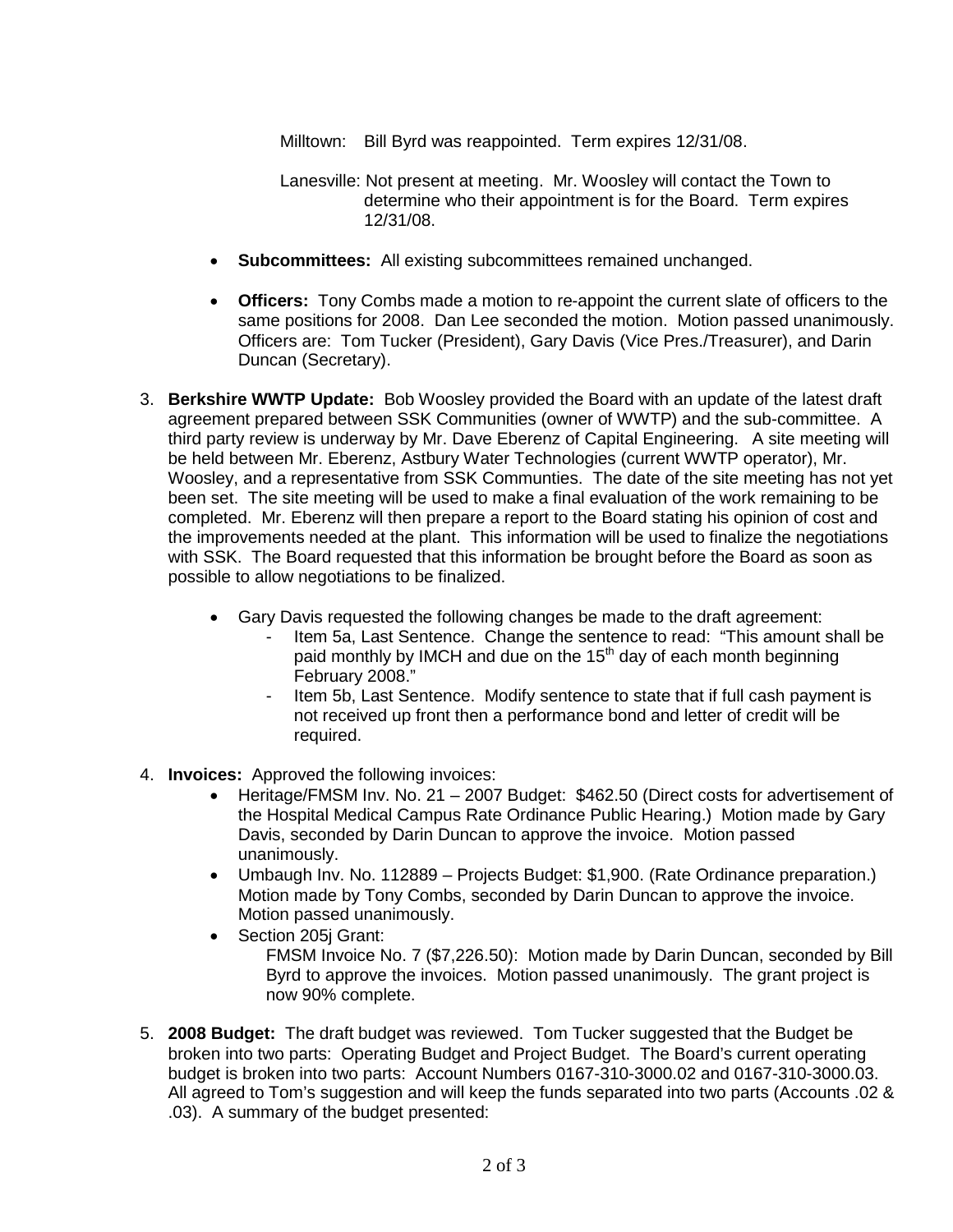Milltown: Bill Byrd was reappointed. Term expires 12/31/08.

Lanesville: Not present at meeting. Mr. Woosley will contact the Town to determine who their appointment is for the Board. Term expires 12/31/08.

- **Subcommittees:** All existing subcommittees remained unchanged.
- **Officers:** Tony Combs made a motion to re-appoint the current slate of officers to the same positions for 2008. Dan Lee seconded the motion. Motion passed unanimously. Officers are: Tom Tucker (President), Gary Davis (Vice Pres./Treasurer), and Darin Duncan (Secretary).

3. **Berkshire WWTP Update:** Bob Woosley provided the Board with an update of the latest draft agreement prepared between SSK Communities (owner of WWTP) and the sub-committee. A third party review is underway by Mr. Dave Eberenz of Capital Engineering. A site meeting will be held between Mr. Eberenz, Astbury Water Technologies (current WWTP operator), Mr. Woosley, and a representative from SSK Communties. The date of the site meeting has not yet been set. The site meeting will be used to make a final evaluation of the work remaining to be completed. Mr. Eberenz will then prepare a report to the Board stating his opinion of cost and the improvements needed at the plant. This information will be used to finalize the negotiations with SSK. The Board requested that this information be brought before the Board as soon as possible to allow negotiations to be finalized.

    - Gary Davis requested the following changes be made to the draft agreement:
        - Item 5a, Last Sentence. Change the sentence to read: "This amount shall be paid monthly by IMCH and due on the 15th day of each month beginning February 2008."
        - Item 5b, Last Sentence. Modify sentence to state that if full cash payment is not received up front then a performance bond and letter of credit will be required.

4. **Invoices:** Approved the following invoices:
    - Heritage/FMSM Inv. No. 21 – 2007 Budget: $462.50 (Direct costs for advertisement of the Hospital Medical Campus Rate Ordinance Public Hearing.) Motion made by Gary Davis, seconded by Darin Duncan to approve the invoice. Motion passed unanimously.
    - Umbaugh Inv. No. 112889 – Projects Budget: $1,900. (Rate Ordinance preparation.) Motion made by Tony Combs, seconded by Darin Duncan to approve the invoice. Motion passed unanimously.
    - Section 205j Grant:
      FMSM Invoice No. 7 ($7,226.50): Motion made by Darin Duncan, seconded by Bill Byrd to approve the invoices. Motion passed unanimously. The grant project is now 90% complete.

5. **2008 Budget:** The draft budget was reviewed. Tom Tucker suggested that the Budget be broken into two parts: Operating Budget and Project Budget. The Board's current operating budget is broken into two parts: Account Numbers 0167-310-3000.02 and 0167-310-3000.03. All agreed to Tom's suggestion and will keep the funds separated into two parts (Accounts .02 & .03). A summary of the budget presented: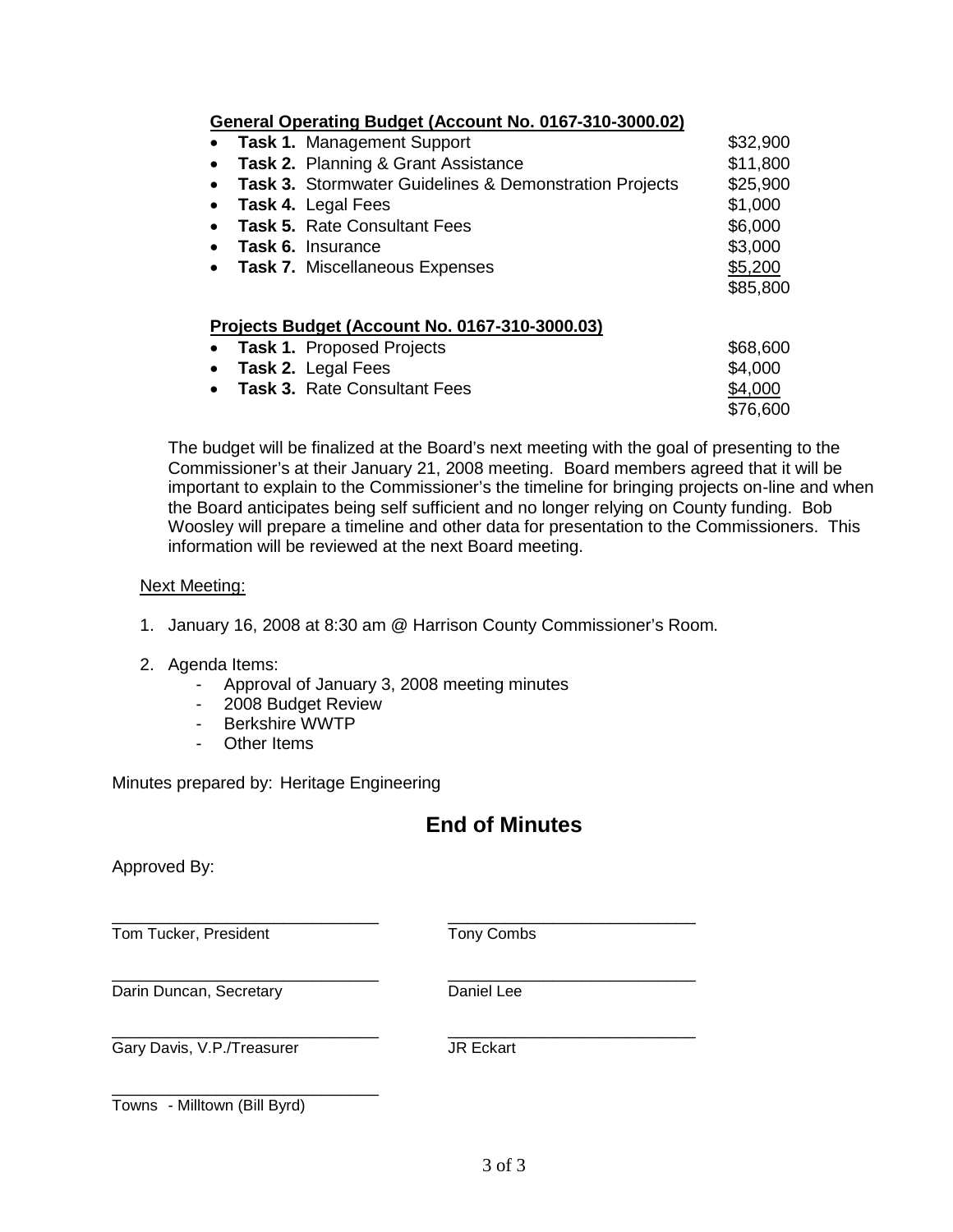**General Operating Budget (Account No. 0167-310-3000.02)**

| | |
|---|---|
| • **Task 1.** Management Support | $32,900 |
| • **Task 2.** Planning & Grant Assistance | $11,800 |
| • **Task 3.** Stormwater Guidelines & Demonstration Projects | $25,900 |
| • **Task 4.** Legal Fees | $1,000 |
| • **Task 5.** Rate Consultant Fees | $6,000 |
| • **Task 6.** Insurance | $3,000 |
| • **Task 7.** Miscellaneous Expenses | $5,200 |
| | $85,800 |

**Projects Budget (Account No. 0167-310-3000.03)**

| | |
|---|---|
| • **Task 1.** Proposed Projects | $68,600 |
| • **Task 2.** Legal Fees | $4,000 |
| • **Task 3.** Rate Consultant Fees | $4,000 |
| | $76,600 |

The budget will be finalized at the Board's next meeting with the goal of presenting to the Commissioner's at their January 21, 2008 meeting. Board members agreed that it will be important to explain to the Commissioner's the timeline for bringing projects on-line and when the Board anticipates being self sufficient and no longer relying on County funding. Bob Woosley will prepare a timeline and other data for presentation to the Commissioners. This information will be reviewed at the next Board meeting.

Next Meeting:

1. January 16, 2008 at 8:30 am @ Harrison County Commissioner's Room.
2. Agenda Items:
   - Approval of January 3, 2008 meeting minutes
   - 2008 Budget Review
   - Berkshire WWTP
   - Other Items

Minutes prepared by: Heritage Engineering

## End of Minutes

Approved By:

| | |
|---|---|
| \_\_\_\_\_\_\_\_\_\_\_\_\_\_\_\_\_\_\_\_\_\_\_\_\_\_\_\_ Tom Tucker, President | \_\_\_\_\_\_\_\_\_\_\_\_\_\_\_\_\_\_\_\_\_\_\_\_\_\_\_\_ Tony Combs |
| \_\_\_\_\_\_\_\_\_\_\_\_\_\_\_\_\_\_\_\_\_\_\_\_\_\_\_\_ Darin Duncan, Secretary | \_\_\_\_\_\_\_\_\_\_\_\_\_\_\_\_\_\_\_\_\_\_\_\_\_\_\_\_ Daniel Lee |
| \_\_\_\_\_\_\_\_\_\_\_\_\_\_\_\_\_\_\_\_\_\_\_\_\_\_\_\_ Gary Davis, V.P./Treasurer | \_\_\_\_\_\_\_\_\_\_\_\_\_\_\_\_\_\_\_\_\_\_\_\_\_\_\_\_ JR Eckart |
| \_\_\_\_\_\_\_\_\_\_\_\_\_\_\_\_\_\_\_\_\_\_\_\_\_\_\_\_ Towns - Milltown (Bill Byrd) | |